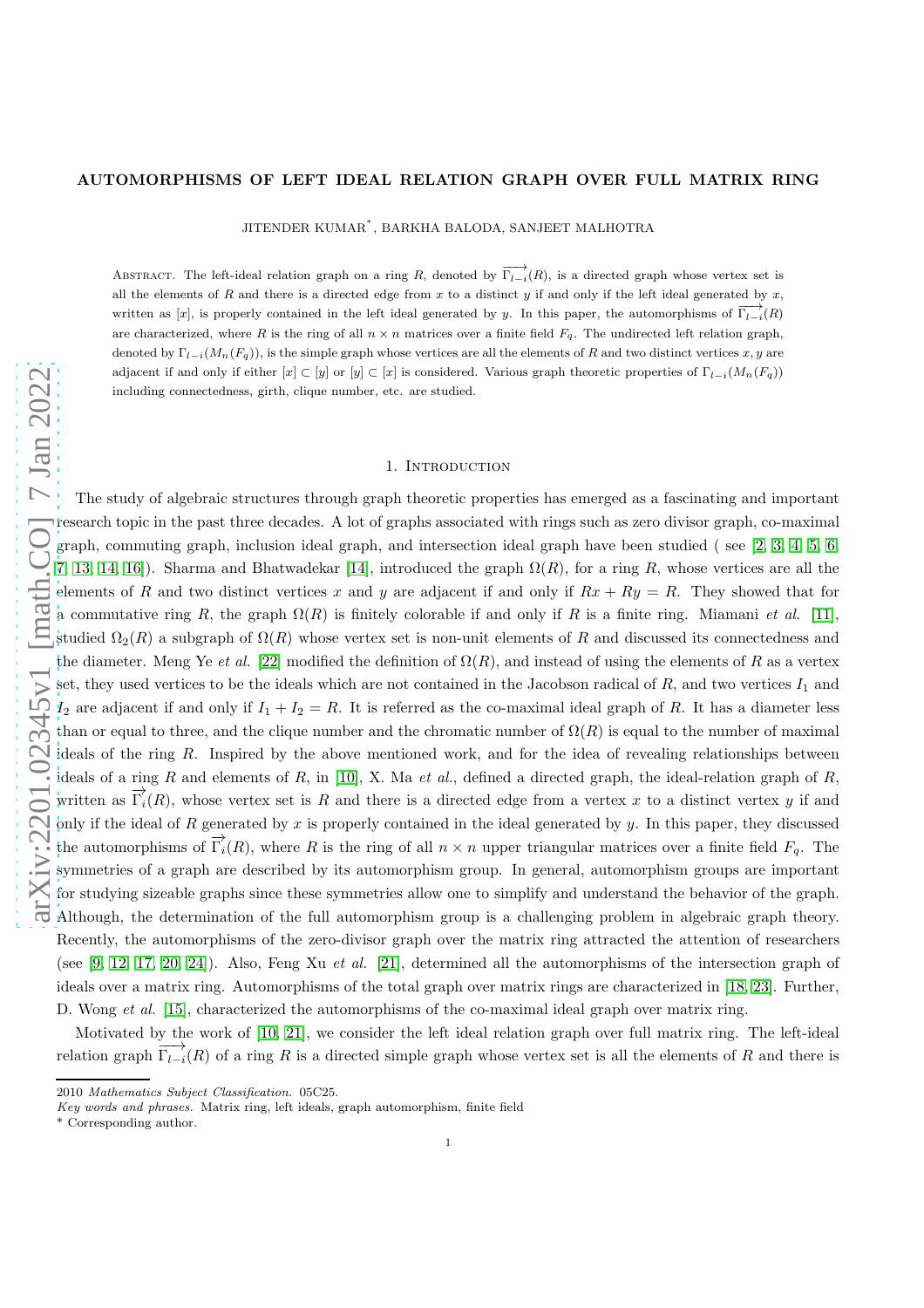# AUTOMORPHISMS OF LEFT IDEAL RELATION GRAPH OVER FULL MATRIX RING

JITENDER KUMAR*, BARKHA BALODA, SANJEET MALHOTRA

ABSTRACT. The left-ideal relation graph on a ring $R$, denoted by $\overrightarrow{\Gamma_{l-i}}(R)$, is a directed graph whose vertex set is all the elements of $R$ and there is a directed edge from $x$ to a distinct $y$ if and only if the left ideal generated by $x$, written as $[x]$, is properly contained in the left ideal generated by $y$. In this paper, the automorphisms of $\overrightarrow{\Gamma_{l-i}}(R)$ are characterized, where $R$ is the ring of all $n \times n$ matrices over a finite field $F_q$. The undirected left relation graph, denoted by $\Gamma_{l-i}(M_n(F_q))$, is the simple graph whose vertices are all the elements of $R$ and two distinct vertices $x, y$ are adjacent if and only if either $[x] \subset [y]$ or $[y] \subset [x]$ is considered. Various graph theoretic properties of $\Gamma_{l-i}(M_n(F_q))$ including connectedness, girth, clique number, etc. are studied.

## 1. Introduction

The study of algebraic structures through graph theoretic properties has emerged as a fascinating and important research topic in the past three decades. A lot of graphs associated with rings such as zero divisor graph, co-maximal graph, commuting graph, inclusion ideal graph, and intersection ideal graph have been studied ( see [2, 3, 4, 5, 6, 7, 13, 14, 16]). Sharma and Bhatwadekar [14], introduced the graph $\Omega(R)$, for a ring $R$, whose vertices are all the elements of $R$ and two distinct vertices $x$ and $y$ are adjacent if and only if $Rx + Ry = R$. They showed that for a commutative ring $R$, the graph $\Omega(R)$ is finitely colorable if and only if $R$ is a finite ring. Miamani *et al.* [11], studied $\Omega_2(R)$ a subgraph of $\Omega(R)$ whose vertex set is non-unit elements of $R$ and discussed its connectedness and the diameter. Meng Ye *et al.* [22] modified the definition of $\Omega(R)$, and instead of using the elements of $R$ as a vertex set, they used vertices to be the ideals which are not contained in the Jacobson radical of $R$, and two vertices $I_1$ and $I_2$ are adjacent if and only if $I_1 + I_2 = R$. It is referred as the co-maximal ideal graph of $R$. It has a diameter less than or equal to three, and the clique number and the chromatic number of $\Omega(R)$ is equal to the number of maximal ideals of the ring $R$. Inspired by the above mentioned work, and for the idea of revealing relationships between ideals of a ring $R$ and elements of $R$, in [10], X. Ma *et al.*, defined a directed graph, the ideal-relation graph of $R$, written as $\overrightarrow{\Gamma_i}(R)$, whose vertex set is $R$ and there is a directed edge from a vertex $x$ to a distinct vertex $y$ if and only if the ideal of $R$ generated by $x$ is properly contained in the ideal generated by $y$. In this paper, they discussed the automorphisms of $\overrightarrow{\Gamma_i}(R)$, where $R$ is the ring of all $n \times n$ upper triangular matrices over a finite field $F_q$. The symmetries of a graph are described by its automorphism group. In general, automorphism groups are important for studying sizeable graphs since these symmetries allow one to simplify and understand the behavior of the graph. Although, the determination of the full automorphism group is a challenging problem in algebraic graph theory. Recently, the automorphisms of the zero-divisor graph over the matrix ring attracted the attention of researchers (see [9, 12, 17, 20, 24]). Also, Feng Xu *et al.* [21], determined all the automorphisms of the intersection graph of ideals over a matrix ring. Automorphisms of the total graph over matrix rings are characterized in [18, 23]. Further, D. Wong *et al.* [15], characterized the automorphisms of the co-maximal ideal graph over matrix ring.

Motivated by the work of [10, 21], we consider the left ideal relation graph over full matrix ring. The left-ideal relation graph $\overrightarrow{\Gamma_{l-i}}(R)$ of a ring $R$ is a directed simple graph whose vertex set is all the elements of $R$ and there is

2010 *Mathematics Subject Classification.* 05C25.

*Key words and phrases.* Matrix ring, left ideals, graph automorphism, finite field

\* Corresponding author.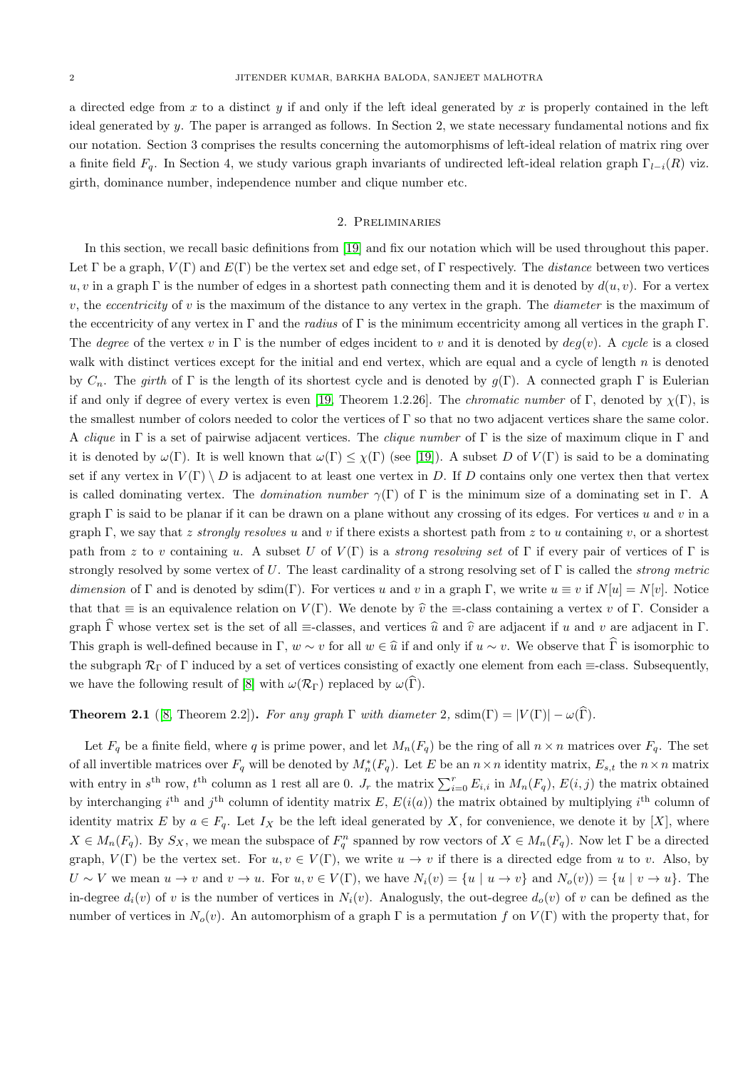a directed edge from $x$ to a distinct $y$ if and only if the left ideal generated by $x$ is properly contained in the left ideal generated by $y$. The paper is arranged as follows. In Section 2, we state necessary fundamental notions and fix our notation. Section 3 comprises the results concerning the automorphisms of left-ideal relation of matrix ring over a finite field $F_q$. In Section 4, we study various graph invariants of undirected left-ideal relation graph $\Gamma_{l-i}(R)$ viz. girth, dominance number, independence number and clique number etc.

## 2. Preliminaries

In this section, we recall basic definitions from [19] and fix our notation which will be used throughout this paper. Let $\Gamma$ be a graph, $V(\Gamma)$ and $E(\Gamma)$ be the vertex set and edge set, of $\Gamma$ respectively. The *distance* between two vertices $u, v$ in a graph $\Gamma$ is the number of edges in a shortest path connecting them and it is denoted by $d(u, v)$. For a vertex $v$, the *eccentricity* of $v$ is the maximum of the distance to any vertex in the graph. The *diameter* is the maximum of the eccentricity of any vertex in $\Gamma$ and the *radius* of $\Gamma$ is the minimum eccentricity among all vertices in the graph $\Gamma$. The *degree* of the vertex $v$ in $\Gamma$ is the number of edges incident to $v$ and it is denoted by $deg(v)$. A *cycle* is a closed walk with distinct vertices except for the initial and end vertex, which are equal and a cycle of length $n$ is denoted by $C_n$. The *girth* of $\Gamma$ is the length of its shortest cycle and is denoted by $g(\Gamma)$. A connected graph $\Gamma$ is Eulerian if and only if degree of every vertex is even [19, Theorem 1.2.26]. The *chromatic number* of $\Gamma$, denoted by $\chi(\Gamma)$, is the smallest number of colors needed to color the vertices of $\Gamma$ so that no two adjacent vertices share the same color. A *clique* in $\Gamma$ is a set of pairwise adjacent vertices. The *clique number* of $\Gamma$ is the size of maximum clique in $\Gamma$ and it is denoted by $\omega(\Gamma)$. It is well known that $\omega(\Gamma) \leq \chi(\Gamma)$ (see [19]). A subset $D$ of $V(\Gamma)$ is said to be a dominating set if any vertex in $V(\Gamma) \setminus D$ is adjacent to at least one vertex in $D$. If $D$ contains only one vertex then that vertex is called dominating vertex. The *domination number* $\gamma(\Gamma)$ of $\Gamma$ is the minimum size of a dominating set in $\Gamma$. A graph $\Gamma$ is said to be planar if it can be drawn on a plane without any crossing of its edges. For vertices $u$ and $v$ in a graph $\Gamma$, we say that $z$ *strongly resolves* $u$ and $v$ if there exists a shortest path from $z$ to $u$ containing $v$, or a shortest path from $z$ to $v$ containing $u$. A subset $U$ of $V(\Gamma)$ is a *strong resolving set* of $\Gamma$ if every pair of vertices of $\Gamma$ is strongly resolved by some vertex of $U$. The least cardinality of a strong resolving set of $\Gamma$ is called the *strong metric dimension* of $\Gamma$ and is denoted by $\mathrm{sdim}(\Gamma)$. For vertices $u$ and $v$ in a graph $\Gamma$, we write $u \equiv v$ if $N[u] = N[v]$. Notice that that $\equiv$ is an equivalence relation on $V(\Gamma)$. We denote by $\widehat{v}$ the $\equiv$-class containing a vertex $v$ of $\Gamma$. Consider a graph $\widehat{\Gamma}$ whose vertex set is the set of all $\equiv$-classes, and vertices $\widehat{u}$ and $\widehat{v}$ are adjacent if $u$ and $v$ are adjacent in $\Gamma$. This graph is well-defined because in $\Gamma$, $w \sim v$ for all $w \in \widehat{u}$ if and only if $u \sim v$. We observe that $\widehat{\Gamma}$ is isomorphic to the subgraph $\mathcal{R}_\Gamma$ of $\Gamma$ induced by a set of vertices consisting of exactly one element from each $\equiv$-class. Subsequently, we have the following result of [8] with $\omega(\mathcal{R}_\Gamma)$ replaced by $\omega(\widehat{\Gamma})$.

**Theorem 2.1** ([8, Theorem 2.2])**.** *For any graph $\Gamma$ with diameter 2, $\mathrm{sdim}(\Gamma) = |V(\Gamma)| - \omega(\widehat{\Gamma})$.*

Let $F_q$ be a finite field, where $q$ is prime power, and let $M_n(F_q)$ be the ring of all $n \times n$ matrices over $F_q$. The set of all invertible matrices over $F_q$ will be denoted by $M_n^*(F_q)$. Let $E$ be an $n \times n$ identity matrix, $E_{s,t}$ the $n \times n$ matrix with entry in $s^{\text{th}}$ row, $t^{\text{th}}$ column as 1 rest all are 0. $J_r$ the matrix $\sum_{i=0}^{r} E_{i,i}$ in $M_n(F_q)$, $E(i, j)$ the matrix obtained by interchanging $i^{\text{th}}$ and $j^{\text{th}}$ column of identity matrix $E$, $E(i(a))$ the matrix obtained by multiplying $i^{\text{th}}$ column of identity matrix $E$ by $a \in F_q$. Let $I_X$ be the left ideal generated by $X$, for convenience, we denote it by $[X]$, where $X \in M_n(F_q)$. By $S_X$, we mean the subspace of $F_q^n$ spanned by row vectors of $X \in M_n(F_q)$. Now let $\Gamma$ be a directed graph, $V(\Gamma)$ be the vertex set. For $u, v \in V(\Gamma)$, we write $u \to v$ if there is a directed edge from $u$ to $v$. Also, by $U \sim V$ we mean $u \to v$ and $v \to u$. For $u, v \in V(\Gamma)$, we have $N_i(v) = \{u \mid u \to v\}$ and $N_o(v)) = \{u \mid v \to u\}$. The in-degree $d_i(v)$ of $v$ is the number of vertices in $N_i(v)$. Analogusly, the out-degree $d_o(v)$ of $v$ can be defined as the number of vertices in $N_o(v)$. An automorphism of a graph $\Gamma$ is a permutation $f$ on $V(\Gamma)$ with the property that, for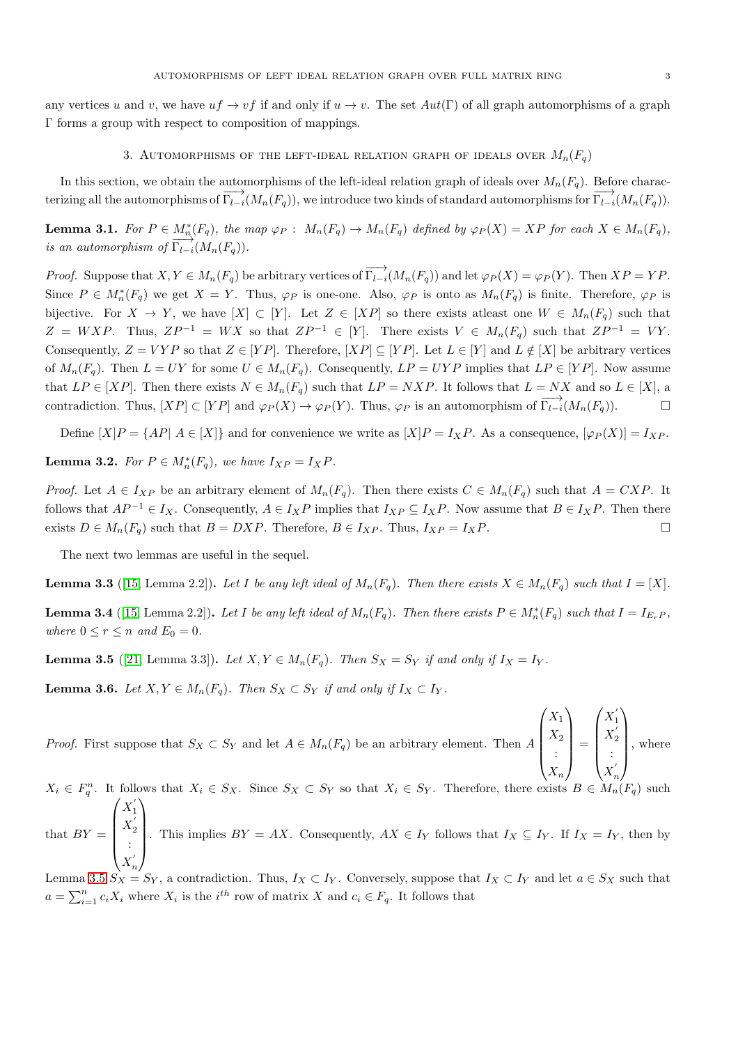any vertices $u$ and $v$, we have $uf \to vf$ if and only if $u \to v$. The set $Aut(\Gamma)$ of all graph automorphisms of a graph $\Gamma$ forms a group with respect to composition of mappings.

## 3. Automorphisms of the left-ideal relation graph of ideals over $M_n(F_q)$

In this section, we obtain the automorphisms of the left-ideal relation graph of ideals over $M_n(F_q)$. Before characterizing all the automorphisms of $\overrightarrow{\Gamma_{l-i}}(M_n(F_q))$, we introduce two kinds of standard automorphisms for $\overrightarrow{\Gamma_{l-i}}(M_n(F_q))$.

**Lemma 3.1.** *For $P \in M_n^*(F_q)$, the map $\varphi_P : M_n(F_q) \to M_n(F_q)$ defined by $\varphi_P(X) = XP$ for each $X \in M_n(F_q)$, is an automorphism of $\overrightarrow{\Gamma_{l-i}}(M_n(F_q))$.*

*Proof.* Suppose that $X, Y \in M_n(F_q)$ be arbitrary vertices of $\overrightarrow{\Gamma_{l-i}}(M_n(F_q))$ and let $\varphi_P(X) = \varphi_P(Y)$. Then $XP = YP$. Since $P \in M_n^*(F_q)$ we get $X = Y$. Thus, $\varphi_P$ is one-one. Also, $\varphi_P$ is onto as $M_n(F_q)$ is finite. Therefore, $\varphi_P$ is bijective. For $X \to Y$, we have $[X] \subset [Y]$. Let $Z \in [XP]$ so there exists atleast one $W \in M_n(F_q)$ such that $Z = WXP$. Thus, $ZP^{-1} = WX$ so that $ZP^{-1} \in [Y]$. There exists $V \in M_n(F_q)$ such that $ZP^{-1} = VY$. Consequently, $Z = VYP$ so that $Z \in [YP]$. Therefore, $[XP] \subseteq [YP]$. Let $L \in [Y]$ and $L \notin [X]$ be arbitrary vertices of $M_n(F_q)$. Then $L = UY$ for some $U \in M_n(F_q)$. Consequently, $LP = UYP$ implies that $LP \in [YP]$. Now assume that $LP \in [XP]$. Then there exists $N \in M_n(F_q)$ such that $LP = NXP$. It follows that $L = NX$ and so $L \in [X]$, a contradiction. Thus, $[XP] \subset [YP]$ and $\varphi_P(X) \to \varphi_P(Y)$. Thus, $\varphi_P$ is an automorphism of $\overrightarrow{\Gamma_{l-i}}(M_n(F_q))$. □

Define $[X]P = \{AP | A \in [X]\}$ and for convenience we write as $[X]P = I_XP$. As a consequence, $[\varphi_P(X)] = I_{XP}$.

**Lemma 3.2.** *For $P \in M_n^*(F_q)$, we have $I_{XP} = I_XP$.*

*Proof.* Let $A \in I_{XP}$ be an arbitrary element of $M_n(F_q)$. Then there exists $C \in M_n(F_q)$ such that $A = CXP$. It follows that $AP^{-1} \in I_X$. Consequently, $A \in I_XP$ implies that $I_{XP} \subseteq I_XP$. Now assume that $B \in I_XP$. Then there exists $D \in M_n(F_q)$ such that $B = DXP$. Therefore, $B \in I_{XP}$. Thus, $I_{XP} = I_XP$. □

The next two lemmas are useful in the sequel.

**Lemma 3.3** ([15, Lemma 2.2])**.** *Let $I$ be any left ideal of $M_n(F_q)$. Then there exists $X \in M_n(F_q)$ such that $I = [X]$.*

**Lemma 3.4** ([15, Lemma 2.2])**.** *Let $I$ be any left ideal of $M_n(F_q)$. Then there exists $P \in M_n^*(F_q)$ such that $I = I_{E_rP}$, where $0 \leq r \leq n$ and $E_0 = 0$.*

**Lemma 3.5** ([21, Lemma 3.3])**.** *Let $X, Y \in M_n(F_q)$. Then $S_X = S_Y$ if and only if $I_X = I_Y$.*

**Lemma 3.6.** *Let $X, Y \in M_n(F_q)$. Then $S_X \subset S_Y$ if and only if $I_X \subset I_Y$.*

*Proof.* First suppose that $S_X \subset S_Y$ and let $A \in M_n(F_q)$ be an arbitrary element. Then $A\begin{pmatrix} X_1 \\ X_2 \\ \vdots \\ X_n \end{pmatrix} = \begin{pmatrix} X_1' \\ X_2' \\ \vdots \\ X_n' \end{pmatrix}$, where $X_i \in F_q^n$. It follows that $X_i \in S_X$. Since $S_X \subset S_Y$ so that $X_i \in S_Y$. Therefore, there exists $B \in M_n(F_q)$ such that $BY = \begin{pmatrix} X_1' \\ X_2' \\ \vdots \\ X_n' \end{pmatrix}$. This implies $BY = AX$. Consequently, $AX \in I_Y$ follows that $I_X \subseteq I_Y$. If $I_X = I_Y$, then by Lemma 3.5 $S_X = S_Y$, a contradiction. Thus, $I_X \subset I_Y$. Conversely, suppose that $I_X \subset I_Y$ and let $a \in S_X$ such that $a = \sum_{i=1}^{n} c_iX_i$ where $X_i$ is the $i^{th}$ row of matrix $X$ and $c_i \in F_q$. It follows that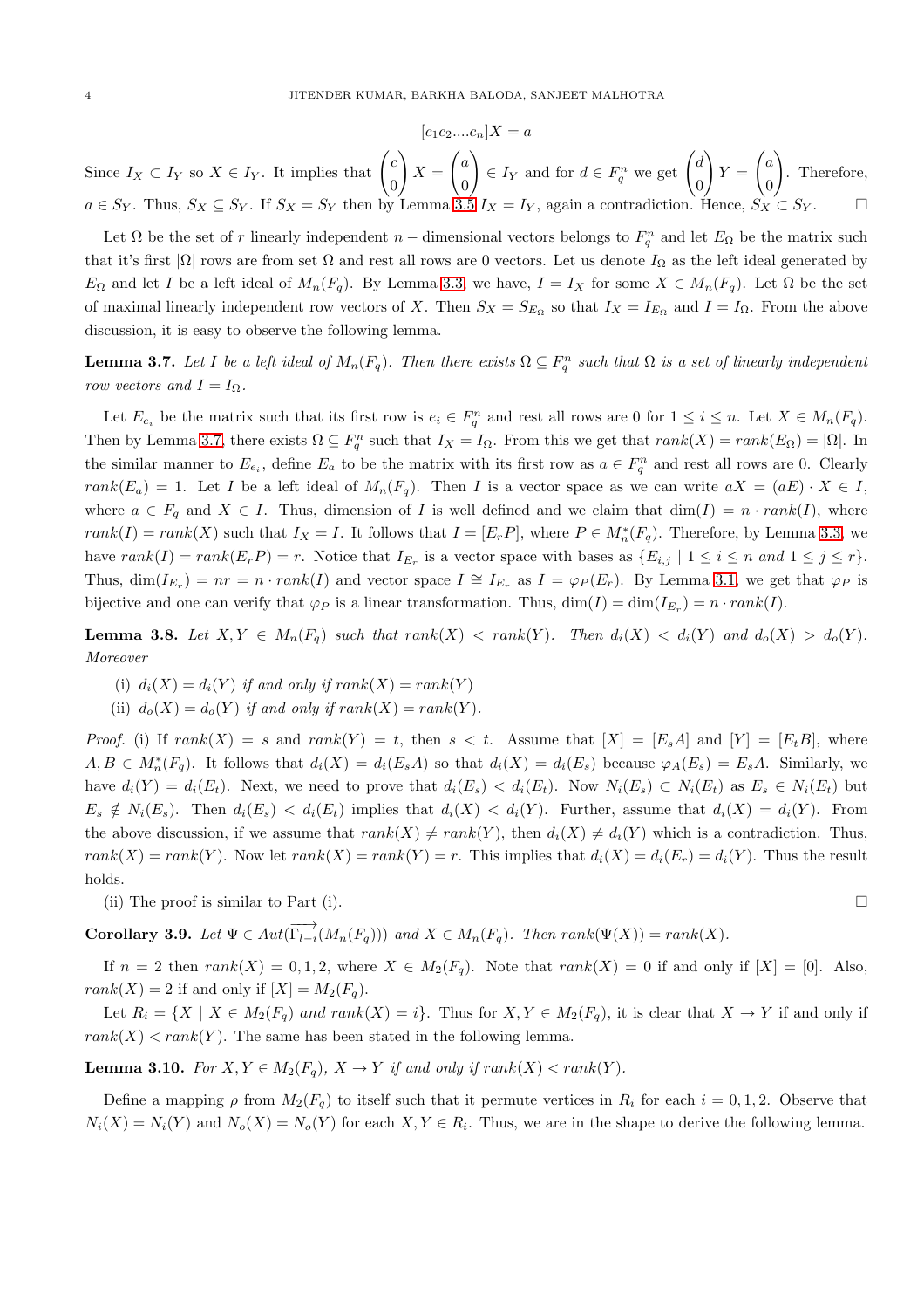$$[c_1c_2....c_n]X = a$$

Since $I_X \subset I_Y$ so $X \in I_Y$. It implies that $\begin{pmatrix} c \\ 0 \end{pmatrix} X = \begin{pmatrix} a \\ 0 \end{pmatrix} \in I_Y$ and for $d \in F_q^n$ we get $\begin{pmatrix} d \\ 0 \end{pmatrix} Y = \begin{pmatrix} a \\ 0 \end{pmatrix}$. Therefore, $a \in S_Y$. Thus, $S_X \subseteq S_Y$. If $S_X = S_Y$ then by Lemma 3.5 $I_X = I_Y$, again a contradiction. Hence, $S_X \subset S_Y$. □

Let $\Omega$ be the set of $r$ linearly independent $n-$dimensional vectors belongs to $F_q^n$ and let $E_\Omega$ be the matrix such that it's first $|\Omega|$ rows are from set $\Omega$ and rest all rows are 0 vectors. Let us denote $I_\Omega$ as the left ideal generated by $E_\Omega$ and let $I$ be a left ideal of $M_n(F_q)$. By Lemma 3.3, we have, $I = I_X$ for some $X \in M_n(F_q)$. Let $\Omega$ be the set of maximal linearly independent row vectors of $X$. Then $S_X = S_{E_\Omega}$ so that $I_X = I_{E_\Omega}$ and $I = I_\Omega$. From the above discussion, it is easy to observe the following lemma.

**Lemma 3.7.** *Let $I$ be a left ideal of $M_n(F_q)$. Then there exists $\Omega \subseteq F_q^n$ such that $\Omega$ is a set of linearly independent row vectors and $I = I_\Omega$.*

Let $E_{e_i}$ be the matrix such that its first row is $e_i \in F_q^n$ and rest all rows are 0 for $1 \leq i \leq n$. Let $X \in M_n(F_q)$. Then by Lemma 3.7, there exists $\Omega \subseteq F_q^n$ such that $I_X = I_\Omega$. From this we get that $rank(X) = rank(E_\Omega) = |\Omega|$. In the similar manner to $E_{e_i}$, define $E_a$ to be the matrix with its first row as $a \in F_q^n$ and rest all rows are 0. Clearly $rank(E_a) = 1$. Let $I$ be a left ideal of $M_n(F_q)$. Then $I$ is a vector space as we can write $aX = (aE) \cdot X \in I$, where $a \in F_q$ and $X \in I$. Thus, dimension of $I$ is well defined and we claim that $\dim(I) = n \cdot rank(I)$, where $rank(I) = rank(X)$ such that $I_X = I$. It follows that $I = [E_r P]$, where $P \in M_n^*(F_q)$. Therefore, by Lemma 3.3, we have $rank(I) = rank(E_r P) = r$. Notice that $I_{E_r}$ is a vector space with bases as $\{E_{i,j} \mid 1 \leq i \leq n \text{ and } 1 \leq j \leq r\}$. Thus, $\dim(I_{E_r}) = nr = n \cdot rank(I)$ and vector space $I \cong I_{E_r}$ as $I = \varphi_P(E_r)$. By Lemma 3.1, we get that $\varphi_P$ is bijective and one can verify that $\varphi_P$ is a linear transformation. Thus, $\dim(I) = \dim(I_{E_r}) = n \cdot rank(I)$.

**Lemma 3.8.** *Let $X, Y \in M_n(F_q)$ such that $rank(X) < rank(Y)$. Then $d_i(X) < d_i(Y)$ and $d_o(X) > d_o(Y)$. Moreover*

(i) $d_i(X) = d_i(Y)$ *if and only if* $rank(X) = rank(Y)$

(ii) $d_o(X) = d_o(Y)$ *if and only if* $rank(X) = rank(Y)$.

*Proof.* (i) If $rank(X) = s$ and $rank(Y) = t$, then $s < t$. Assume that $[X] = [E_s A]$ and $[Y] = [E_t B]$, where $A, B \in M_n^*(F_q)$. It follows that $d_i(X) = d_i(E_s A)$ so that $d_i(X) = d_i(E_s)$ because $\varphi_A(E_s) = E_s A$. Similarly, we have $d_i(Y) = d_i(E_t)$. Next, we need to prove that $d_i(E_s) < d_i(E_t)$. Now $N_i(E_s) \subset N_i(E_t)$ as $E_s \in N_i(E_t)$ but $E_s \notin N_i(E_s)$. Then $d_i(E_s) < d_i(E_t)$ implies that $d_i(X) < d_i(Y)$. Further, assume that $d_i(X) = d_i(Y)$. From the above discussion, if we assume that $rank(X) \neq rank(Y)$, then $d_i(X) \neq d_i(Y)$ which is a contradiction. Thus, $rank(X) = rank(Y)$. Now let $rank(X) = rank(Y) = r$. This implies that $d_i(X) = d_i(E_r) = d_i(Y)$. Thus the result holds.

(ii) The proof is similar to Part (i). □

**Corollary 3.9.** *Let $\Psi \in Aut(\overrightarrow{\Gamma_{l-i}}(M_n(F_q)))$ and $X \in M_n(F_q)$. Then $rank(\Psi(X)) = rank(X)$.*

If $n = 2$ then $rank(X) = 0, 1, 2$, where $X \in M_2(F_q)$. Note that $rank(X) = 0$ if and only if $[X] = [0]$. Also, $rank(X) = 2$ if and only if $[X] = M_2(F_q)$.

Let $R_i = \{X \mid X \in M_2(F_q) \text{ and } rank(X) = i\}$. Thus for $X, Y \in M_2(F_q)$, it is clear that $X \to Y$ if and only if $rank(X) < rank(Y)$. The same has been stated in the following lemma.

**Lemma 3.10.** *For $X, Y \in M_2(F_q)$, $X \to Y$ if and only if $rank(X) < rank(Y)$.*

Define a mapping $\rho$ from $M_2(F_q)$ to itself such that it permute vertices in $R_i$ for each $i = 0, 1, 2$. Observe that $N_i(X) = N_i(Y)$ and $N_o(X) = N_o(Y)$ for each $X, Y \in R_i$. Thus, we are in the shape to derive the following lemma.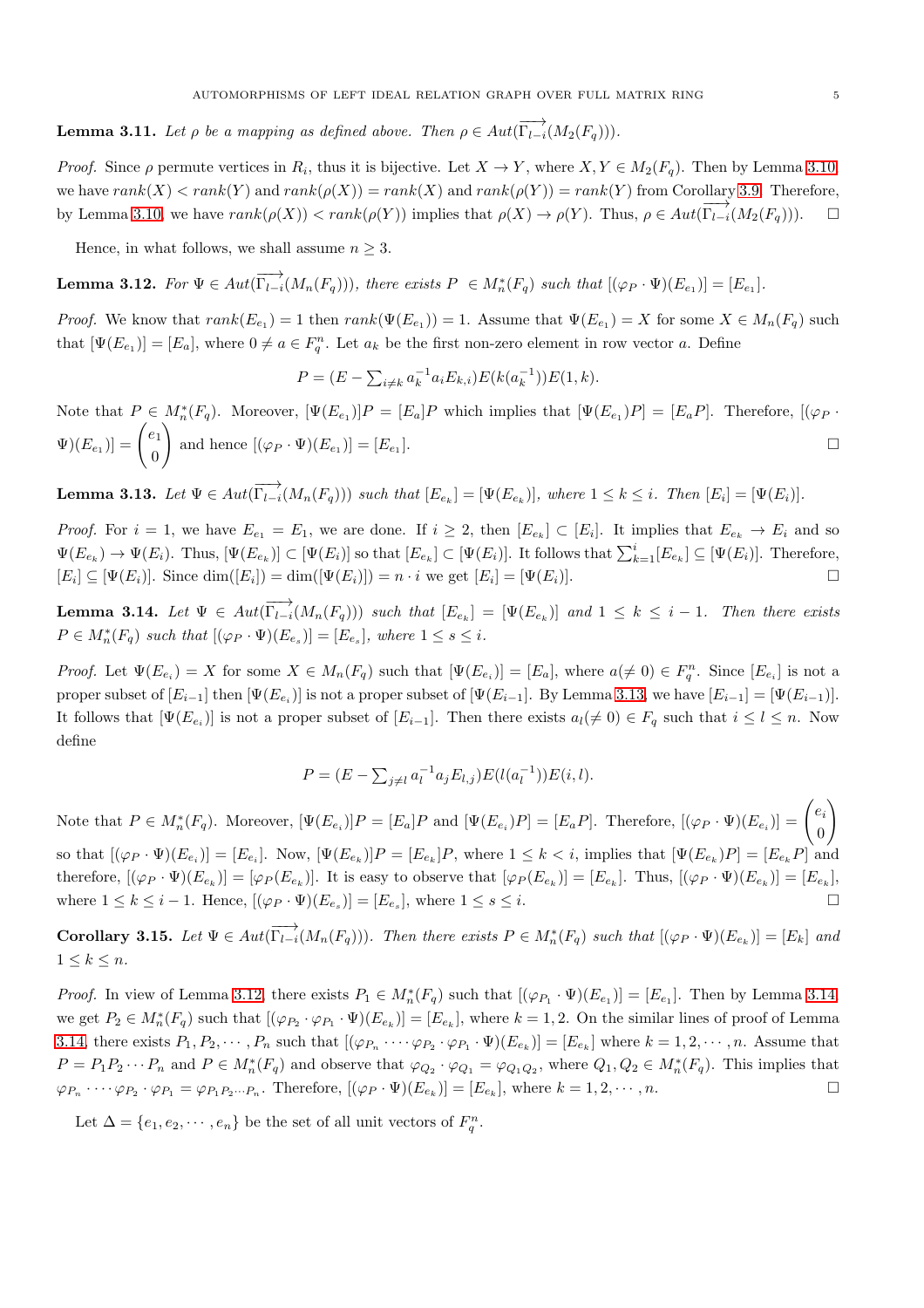**Lemma 3.11.** *Let $\rho$ be a mapping as defined above. Then $\rho \in Aut(\overrightarrow{\Gamma_{l-i}}(M_2(F_q)))$.*

*Proof.* Since $\rho$ permute vertices in $R_i$, thus it is bijective. Let $X \to Y$, where $X, Y \in M_2(F_q)$. Then by Lemma 3.10 we have $rank(X) < rank(Y)$ and $rank(\rho(X)) = rank(X)$ and $rank(\rho(Y)) = rank(Y)$ from Corollary 3.9. Therefore, by Lemma 3.10, we have $rank(\rho(X)) < rank(\rho(Y))$ implies that $\rho(X) \to \rho(Y)$. Thus, $\rho \in Aut(\overrightarrow{\Gamma_{l-i}}(M_2(F_q)))$. $\square$

Hence, in what follows, we shall assume $n \geq 3$.

**Lemma 3.12.** *For $\Psi \in Aut(\overrightarrow{\Gamma_{l-i}}(M_n(F_q)))$, there exists $P \in M_n^*(F_q)$ such that $[(\varphi_P \cdot \Psi)(E_{e_1})] = [E_{e_1}]$.*

*Proof.* We know that $rank(E_{e_1}) = 1$ then $rank(\Psi(E_{e_1})) = 1$. Assume that $\Psi(E_{e_1}) = X$ for some $X \in M_n(F_q)$ such that $[\Psi(E_{e_1})] = [E_a]$, where $0 \neq a \in F_q^n$. Let $a_k$ be the first non-zero element in row vector $a$. Define

$$P = (E - \textstyle\sum_{i \neq k} a_k^{-1} a_i E_{k,i}) E(k(a_k^{-1})) E(1,k).$$

Note that $P \in M_n^*(F_q)$. Moreover, $[\Psi(E_{e_1})]P = [E_a]P$ which implies that $[\Psi(E_{e_1})P] = [E_a P]$. Therefore, $[(\varphi_P \cdot \Psi)(E_{e_1})] = \begin{pmatrix} e_1 \\ 0 \end{pmatrix}$ and hence $[(\varphi_P \cdot \Psi)(E_{e_1})] = [E_{e_1}]$. $\square$

**Lemma 3.13.** *Let $\Psi \in Aut(\overrightarrow{\Gamma_{l-i}}(M_n(F_q)))$ such that $[E_{e_k}] = [\Psi(E_{e_k})]$, where $1 \leq k \leq i$. Then $[E_i] = [\Psi(E_i)]$.*

*Proof.* For $i = 1$, we have $E_{e_1} = E_1$, we are done. If $i \geq 2$, then $[E_{e_k}] \subset [E_i]$. It implies that $E_{e_k} \to E_i$ and so $\Psi(E_{e_k}) \to \Psi(E_i)$. Thus, $[\Psi(E_{e_k})] \subset [\Psi(E_i)]$ so that $[E_{e_k}] \subset [\Psi(E_i)]$. It follows that $\sum_{k=1}^{i} [E_{e_k}] \subseteq [\Psi(E_i)]$. Therefore, $[E_i] \subseteq [\Psi(E_i)]$. Since $\dim([E_i]) = \dim([\Psi(E_i)]) = n \cdot i$ we get $[E_i] = [\Psi(E_i)]$. $\square$

**Lemma 3.14.** *Let $\Psi \in Aut(\overrightarrow{\Gamma_{l-i}}(M_n(F_q)))$ such that $[E_{e_k}] = [\Psi(E_{e_k})]$ and $1 \leq k \leq i-1$. Then there exists $P \in M_n^*(F_q)$ such that $[(\varphi_P \cdot \Psi)(E_{e_s})] = [E_{e_s}]$, where $1 \leq s \leq i$.*

*Proof.* Let $\Psi(E_{e_i}) = X$ for some $X \in M_n(F_q)$ such that $[\Psi(E_{e_i})] = [E_a]$, where $a(\neq 0) \in F_q^n$. Since $[E_{e_i}]$ is not a proper subset of $[E_{i-1}]$ then $[\Psi(E_{e_i})]$ is not a proper subset of $[\Psi(E_{i-1})]$. By Lemma 3.13, we have $[E_{i-1}] = [\Psi(E_{i-1})]$. It follows that $[\Psi(E_{e_i})]$ is not a proper subset of $[E_{i-1}]$. Then there exists $a_l(\neq 0) \in F_q$ such that $i \leq l \leq n$. Now define

$$P = (E - \textstyle\sum_{j \neq l} a_l^{-1} a_j E_{l,j}) E(l(a_l^{-1})) E(i,l).$$

Note that $P \in M_n^*(F_q)$. Moreover, $[\Psi(E_{e_i})]P = [E_a]P$ and $[\Psi(E_{e_i})P] = [E_a P]$. Therefore, $[(\varphi_P \cdot \Psi)(E_{e_i})] = \begin{pmatrix} e_i \\ 0 \end{pmatrix}$ so that $[(\varphi_P \cdot \Psi)(E_{e_i})] = [E_{e_i}]$. Now, $[\Psi(E_{e_k})]P = [E_{e_k}]P$, where $1 \leq k < i$, implies that $[\Psi(E_{e_k})P] = [E_{e_k}P]$ and therefore, $[(\varphi_P \cdot \Psi)(E_{e_k})] = [\varphi_P(E_{e_k})]$. It is easy to observe that $[\varphi_P(E_{e_k})] = [E_{e_k}]$. Thus, $[(\varphi_P \cdot \Psi)(E_{e_k})] = [E_{e_k}]$, where $1 \leq k \leq i-1$. Hence, $[(\varphi_P \cdot \Psi)(E_{e_s})] = [E_{e_s}]$, where $1 \leq s \leq i$. $\square$

**Corollary 3.15.** *Let $\Psi \in Aut(\overrightarrow{\Gamma_{l-i}}(M_n(F_q)))$. Then there exists $P \in M_n^*(F_q)$ such that $[(\varphi_P \cdot \Psi)(E_{e_k})] = [E_k]$ and $1 \leq k \leq n$.*

*Proof.* In view of Lemma 3.12, there exists $P_1 \in M_n^*(F_q)$ such that $[(\varphi_{P_1} \cdot \Psi)(E_{e_1})] = [E_{e_1}]$. Then by Lemma 3.14, we get $P_2 \in M_n^*(F_q)$ such that $[(\varphi_{P_2} \cdot \varphi_{P_1} \cdot \Psi)(E_{e_k})] = [E_{e_k}]$, where $k = 1, 2$. On the similar lines of proof of Lemma 3.14, there exists $P_1, P_2, \cdots, P_n$ such that $[(\varphi_{P_n} \cdots \varphi_{P_2} \cdot \varphi_{P_1} \cdot \Psi)(E_{e_k})] = [E_{e_k}]$ where $k = 1, 2, \cdots, n$. Assume that $P = P_1 P_2 \cdots P_n$ and $P \in M_n^*(F_q)$ and observe that $\varphi_{Q_2} \cdot \varphi_{Q_1} = \varphi_{Q_1 Q_2}$, where $Q_1, Q_2 \in M_n^*(F_q)$. This implies that $\varphi_{P_n} \cdots \varphi_{P_2} \cdot \varphi_{P_1} = \varphi_{P_1 P_2 \cdots P_n}$. Therefore, $[(\varphi_P \cdot \Psi)(E_{e_k})] = [E_{e_k}]$, where $k = 1, 2, \cdots, n$. $\square$

Let $\Delta = \{e_1, e_2, \cdots, e_n\}$ be the set of all unit vectors of $F_q^n$.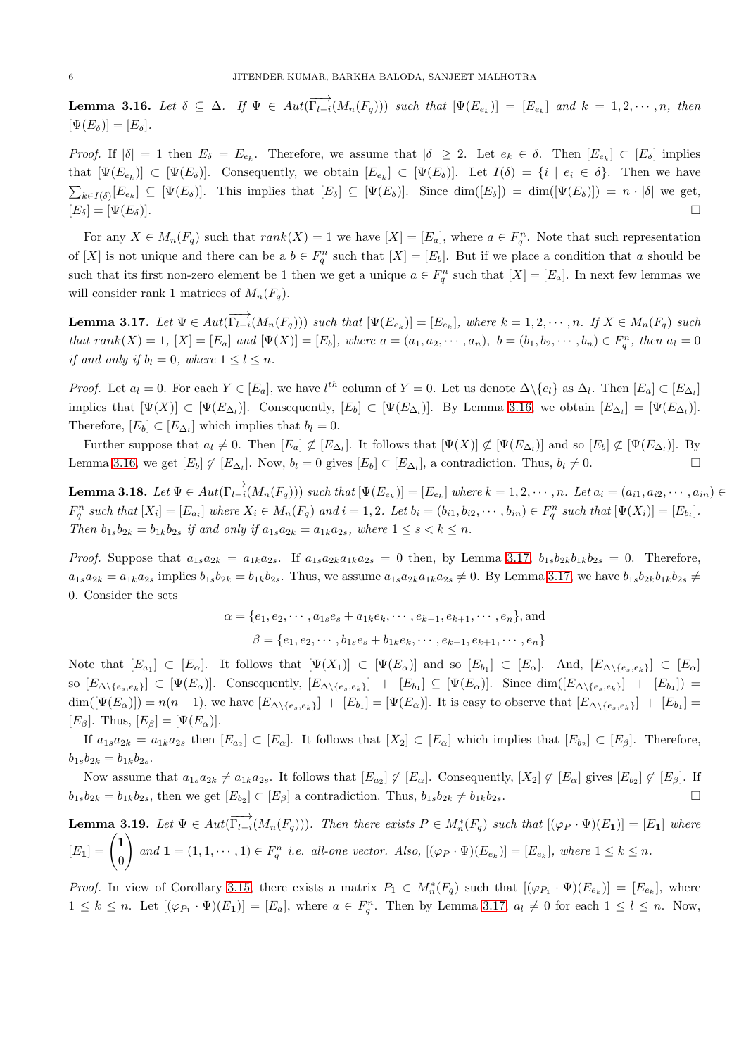**Lemma 3.16.** *Let $\delta \subseteq \Delta$. If $\Psi \in Aut(\overrightarrow{\Gamma_{l-i}}(M_n(F_q)))$ such that $[\Psi(E_{e_k})] = [E_{e_k}]$ and $k = 1, 2, \cdots, n$, then $[\Psi(E_\delta)] = [E_\delta]$.*

*Proof.* If $|\delta| = 1$ then $E_\delta = E_{e_k}$. Therefore, we assume that $|\delta| \geq 2$. Let $e_k \in \delta$. Then $[E_{e_k}] \subset [E_\delta]$ implies that $[\Psi(E_{e_k})] \subset [\Psi(E_\delta)]$. Consequently, we obtain $[E_{e_k}] \subset [\Psi(E_\delta)]$. Let $I(\delta) = \{i \mid e_i \in \delta\}$. Then we have $\sum_{k \in I(\delta)} [E_{e_k}] \subseteq [\Psi(E_\delta)]$. This implies that $[E_\delta] \subseteq [\Psi(E_\delta)]$. Since $\dim([E_\delta]) = \dim([\Psi(E_\delta)]) = n \cdot |\delta|$ we get, $[E_\delta] = [\Psi(E_\delta)]$. $\square$

For any $X \in M_n(F_q)$ such that $rank(X) = 1$ we have $[X] = [E_a]$, where $a \in F_q^n$. Note that such representation of $[X]$ is not unique and there can be a $b \in F_q^n$ such that $[X] = [E_b]$. But if we place a condition that $a$ should be such that its first non-zero element be 1 then we get a unique $a \in F_q^n$ such that $[X] = [E_a]$. In next few lemmas we will consider rank 1 matrices of $M_n(F_q)$.

**Lemma 3.17.** *Let $\Psi \in Aut(\overrightarrow{\Gamma_{l-i}}(M_n(F_q)))$ such that $[\Psi(E_{e_k})] = [E_{e_k}]$, where $k = 1, 2, \cdots, n$. If $X \in M_n(F_q)$ such that $rank(X) = 1$, $[X] = [E_a]$ and $[\Psi(X)] = [E_b]$, where $a = (a_1, a_2, \cdots, a_n)$, $b = (b_1, b_2, \cdots, b_n) \in F_q^n$, then $a_l = 0$ if and only if $b_l = 0$, where $1 \leq l \leq n$.*

*Proof.* Let $a_l = 0$. For each $Y \in [E_a]$, we have $l^{th}$ column of $Y = 0$. Let us denote $\Delta \backslash \{e_l\}$ as $\Delta_l$. Then $[E_a] \subset [E_{\Delta_l}]$ implies that $[\Psi(X)] \subset [\Psi(E_{\Delta_l})]$. Consequently, $[E_b] \subset [\Psi(E_{\Delta_l})]$. By Lemma 3.16, we obtain $[E_{\Delta_l}] = [\Psi(E_{\Delta_l})]$. Therefore, $[E_b] \subset [E_{\Delta_l}]$ which implies that $b_l = 0$.

Further suppose that $a_l \neq 0$. Then $[E_a] \not\subset [E_{\Delta_l}]$. It follows that $[\Psi(X)] \not\subset [\Psi(E_{\Delta_l})]$ and so $[E_b] \not\subset [\Psi(E_{\Delta_l})]$. By Lemma 3.16, we get $[E_b] \not\subset [E_{\Delta_l}]$. Now, $b_l = 0$ gives $[E_b] \subset [E_{\Delta_l}]$, a contradiction. Thus, $b_l \neq 0$. $\square$

**Lemma 3.18.** *Let $\Psi \in Aut(\overrightarrow{\Gamma_{l-i}}(M_n(F_q)))$ such that $[\Psi(E_{e_k})] = [E_{e_k}]$ where $k = 1, 2, \cdots, n$. Let $a_i = (a_{i1}, a_{i2}, \cdots, a_{in}) \in F_q^n$ such that $[X_i] = [E_{a_i}]$ where $X_i \in M_n(F_q)$ and $i = 1, 2$. Let $b_i = (b_{i1}, b_{i2}, \cdots, b_{in}) \in F_q^n$ such that $[\Psi(X_i)] = [E_{b_i}]$. Then $b_{1s}b_{2k} = b_{1k}b_{2s}$ if and only if $a_{1s}a_{2k} = a_{1k}a_{2s}$, where $1 \leq s < k \leq n$.*

*Proof.* Suppose that $a_{1s}a_{2k} = a_{1k}a_{2s}$. If $a_{1s}a_{2k}a_{1k}a_{2s} = 0$ then, by Lemma 3.17, $b_{1s}b_{2k}b_{1k}b_{2s} = 0$. Therefore, $a_{1s}a_{2k} = a_{1k}a_{2s}$ implies $b_{1s}b_{2k} = b_{1k}b_{2s}$. Thus, we assume $a_{1s}a_{2k}a_{1k}a_{2s} \neq 0$. By Lemma 3.17, we have $b_{1s}b_{2k}b_{1k}b_{2s} \neq 0$. Consider the sets

$$\alpha = \{e_1, e_2, \cdots, a_{1s}e_s + a_{1k}e_k, \cdots, e_{k-1}, e_{k+1}, \cdots, e_n\}, \text{and}$$

$$\beta = \{e_1, e_2, \cdots, b_{1s}e_s + b_{1k}e_k, \cdots, e_{k-1}, e_{k+1}, \cdots, e_n\}$$

Note that $[E_{a_1}] \subset [E_\alpha]$. It follows that $[\Psi(X_1)] \subset [\Psi(E_\alpha)]$ and so $[E_{b_1}] \subset [E_\alpha]$. And, $[E_{\Delta \backslash \{e_s, e_k\}}] \subset [E_\alpha]$ so $[E_{\Delta \backslash \{e_s, e_k\}}] \subset [\Psi(E_\alpha)]$. Consequently, $[E_{\Delta \backslash \{e_s, e_k\}}] + [E_{b_1}] \subseteq [\Psi(E_\alpha)]$. Since $\dim([E_{\Delta \backslash \{e_s, e_k\}}] + [E_{b_1}]) = \dim([\Psi(E_\alpha)]) = n(n-1)$, we have $[E_{\Delta \backslash \{e_s, e_k\}}] + [E_{b_1}] = [\Psi(E_\alpha)]$. It is easy to observe that $[E_{\Delta \backslash \{e_s, e_k\}}] + [E_{b_1}] = [E_\beta]$. Thus, $[E_\beta] = [\Psi(E_\alpha)]$.

If $a_{1s}a_{2k} = a_{1k}a_{2s}$ then $[E_{a_2}] \subset [E_\alpha]$. It follows that $[X_2] \subset [E_\alpha]$ which implies that $[E_{b_2}] \subset [E_\beta]$. Therefore, $b_{1s}b_{2k} = b_{1k}b_{2s}$.

Now assume that $a_{1s}a_{2k} \neq a_{1k}a_{2s}$. It follows that $[E_{a_2}] \not\subset [E_\alpha]$. Consequently, $[X_2] \not\subset [E_\alpha]$ gives $[E_{b_2}] \not\subset [E_\beta]$. If $b_{1s}b_{2k} = b_{1k}b_{2s}$, then we get $[E_{b_2}] \subset [E_\beta]$ a contradiction. Thus, $b_{1s}b_{2k} \neq b_{1k}b_{2s}$. $\square$

**Lemma 3.19.** *Let $\Psi \in Aut(\overrightarrow{\Gamma_{l-i}}(M_n(F_q)))$. Then there exists $P \in M_n^*(F_q)$ such that $[(\varphi_P \cdot \Psi)(E_{\mathbf{1}})] = [E_{\mathbf{1}}]$ where $[E_{\mathbf{1}}] = \begin{pmatrix} \mathbf{1} \\ 0 \end{pmatrix}$ and $\mathbf{1} = (1, 1, \cdots, 1) \in F_q^n$ i.e. all-one vector. Also, $[(\varphi_P \cdot \Psi)(E_{e_k})] = [E_{e_k}]$, where $1 \leq k \leq n$.*

*Proof.* In view of Corollary 3.15, there exists a matrix $P_1 \in M_n^*(F_q)$ such that $[(\varphi_{P_1} \cdot \Psi)(E_{e_k})] = [E_{e_k}]$, where $1 \leq k \leq n$. Let $[(\varphi_{P_1} \cdot \Psi)(E_{\mathbf{1}})] = [E_a]$, where $a \in F_q^n$. Then by Lemma 3.17, $a_l \neq 0$ for each $1 \leq l \leq n$. Now,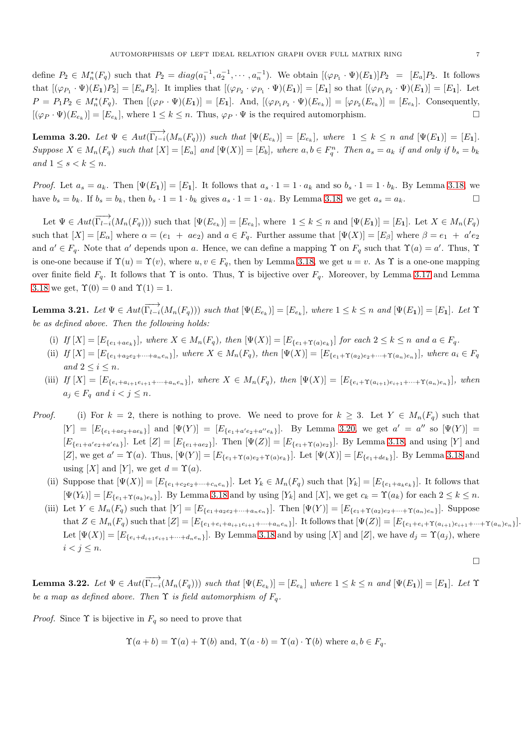define $P_2 \in M_n^*(F_q)$ such that $P_2 = diag(a_1^{-1}, a_2^{-1}, \cdots, a_n^{-1})$. We obtain $[(\varphi_{P_1} \cdot \Psi)(E_{\mathbf{1}})]P_2 = [E_a]P_2$. It follows that $[(\varphi_{P_1} \cdot \Psi)(E_{\mathbf{1}})P_2] = [E_a P_2]$. It implies that $[(\varphi_{P_2} \cdot \varphi_{P_1} \cdot \Psi)(E_{\mathbf{1}})] = [E_{\mathbf{1}}]$ so that $[(\varphi_{P_1 P_2} \cdot \Psi)(E_{\mathbf{1}})] = [E_{\mathbf{1}}]$. Let $P = P_1 P_2 \in M_n^*(F_q)$. Then $[(\varphi_P \cdot \Psi)(E_{\mathbf{1}})] = [E_{\mathbf{1}}]$. And, $[(\varphi_{P_1 P_2} \cdot \Psi)(E_{e_k})] = [\varphi_{P_2}(E_{e_k})] = [E_{e_k}]$. Consequently, $[(\varphi_P \cdot \Psi)(E_{e_k})] = [E_{e_k}]$, where $1 \leq k \leq n$. Thus, $\varphi_P \cdot \Psi$ is the required automorphism. □

**Lemma 3.20.** *Let $\Psi \in Aut(\overrightarrow{\Gamma_{l-i}}(M_n(F_q)))$ such that $[\Psi(E_{e_k})] = [E_{e_k}]$, where $1 \leq k \leq n$ and $[\Psi(E_{\mathbf{1}})] = [E_{\mathbf{1}}]$. Suppose $X \in M_n(F_q)$ such that $[X] = [E_a]$ and $[\Psi(X)] = [E_b]$, where $a, b \in F_q^n$. Then $a_s = a_k$ if and only if $b_s = b_k$ and $1 \leq s < k \leq n$.*

*Proof.* Let $a_s = a_k$. Then $[\Psi(E_{\mathbf{1}})] = [E_{\mathbf{1}}]$. It follows that $a_s \cdot 1 = 1 \cdot a_k$ and so $b_s \cdot 1 = 1 \cdot b_k$. By Lemma 3.18, we have $b_s = b_k$. If $b_s = b_k$, then $b_s \cdot 1 = 1 \cdot b_k$ gives $a_s \cdot 1 = 1 \cdot a_k$. By Lemma 3.18, we get $a_s = a_k$. □

Let $\Psi \in Aut(\overrightarrow{\Gamma_{l-i}}(M_n(F_q)))$ such that $[\Psi(E_{e_k})] = [E_{e_k}]$, where $1 \leq k \leq n$ and $[\Psi(E_{\mathbf{1}})] = [E_{\mathbf{1}}]$. Let $X \in M_n(F_q)$ such that $[X] = [E_\alpha]$ where $\alpha = (e_1 + ae_2)$ and $a \in F_q$. Further assume that $[\Psi(X)] = [E_\beta]$ where $\beta = e_1 + a'e_2$ and $a' \in F_q$. Note that $a'$ depends upon $a$. Hence, we can define a mapping $\Upsilon$ on $F_q$ such that $\Upsilon(a) = a'$. Thus, $\Upsilon$ is one-one because if $\Upsilon(u) = \Upsilon(v)$, where $u, v \in F_q$, then by Lemma 3.18, we get $u = v$. As $\Upsilon$ is a one-one mapping over finite field $F_q$. It follows that $\Upsilon$ is onto. Thus, $\Upsilon$ is bijective over $F_q$. Moreover, by Lemma 3.17 and Lemma 3.18 we get, $\Upsilon(0) = 0$ and $\Upsilon(1) = 1$.

**Lemma 3.21.** *Let $\Psi \in Aut(\overrightarrow{\Gamma_{l-i}}(M_n(F_q)))$ such that $[\Psi(E_{e_k})] = [E_{e_k}]$, where $1 \leq k \leq n$ and $[\Psi(E_{\mathbf{1}})] = [E_{\mathbf{1}}]$. Let $\Upsilon$ be as defined above. Then the following holds:*

- (i) *If $[X] = [E_{\{e_1 + ae_k\}}]$, where $X \in M_n(F_q)$, then $[\Psi(X)] = [E_{\{e_1 + \Upsilon(a)e_k\}}]$ for each $2 \leq k \leq n$ and $a \in F_q$.*
- (ii) *If $[X] = [E_{\{e_1 + a_2e_2 + \cdots + a_ne_n\}}]$, where $X \in M_n(F_q)$, then $[\Psi(X)] = [E_{\{e_1 + \Upsilon(a_2)e_2 + \cdots + \Upsilon(a_n)e_n\}}]$, where $a_i \in F_q$ and $2 \leq i \leq n$.*
- (iii) *If $[X] = [E_{\{e_i + a_{i+1}e_{i+1} + \cdots + a_ne_n\}}]$, where $X \in M_n(F_q)$, then $[\Psi(X)] = [E_{\{e_i + \Upsilon(a_{i+1})e_{i+1} + \cdots + \Upsilon(a_n)e_n\}}]$, when $a_j \in F_q$ and $i < j \leq n$.*

*Proof.*

- (i) For $k = 2$, there is nothing to prove. We need to prove for $k \geq 3$. Let $Y \in M_n(F_q)$ such that $[Y] = [E_{\{e_1 + ae_2 + ae_k\}}]$ and $[\Psi(Y)] = [E_{\{e_1 + a'e_2 + a''e_k\}}]$. By Lemma 3.20, we get $a' = a''$ so $[\Psi(Y)] = [E_{\{e_1 + a'e_2 + a'e_k\}}]$. Let $[Z] = [E_{\{e_1 + ae_2\}}]$. Then $[\Psi(Z)] = [E_{\{e_1 + \Upsilon(a)e_2\}}]$. By Lemma 3.18, and using $[Y]$ and $[Z]$, we get $a' = \Upsilon(a)$. Thus, $[\Psi(Y)] = [E_{\{e_1 + \Upsilon(a)e_2 + \Upsilon(a)e_k\}}]$. Let $[\Psi(X)] = [E_{\{e_1 + de_k\}}]$. By Lemma 3.18 and using $[X]$ and $[Y]$, we get $d = \Upsilon(a)$.
- (ii) Suppose that $[\Psi(X)] = [E_{\{e_1 + c_2e_2 + \cdots + c_ne_n\}}]$. Let $Y_k \in M_n(F_q)$ such that $[Y_k] = [E_{\{e_1 + a_ke_k\}}]$. It follows that $[\Psi(Y_k)] = [E_{\{e_1 + \Upsilon(a_k)e_k\}}]$. By Lemma 3.18 and by using $[Y_k]$ and $[X]$, we get $c_k = \Upsilon(a_k)$ for each $2 \leq k \leq n$.
- (iii) Let $Y \in M_n(F_q)$ such that $[Y] = [E_{\{e_1 + a_2e_2 + \cdots + a_ne_n\}}]$. Then $[\Psi(Y)] = [E_{\{e_1 + \Upsilon(a_2)e_2 + \cdots + \Upsilon(a_n)e_n\}}]$. Suppose that $Z \in M_n(F_q)$ such that $[Z] = [E_{\{e_1 + e_i + a_{i+1}e_{i+1} + \cdots + a_ne_n\}}]$. It follows that $[\Psi(Z)] = [E_{\{e_1 + e_i + \Upsilon(a_{i+1})e_{i+1} + \cdots + \Upsilon(a_n)e_n\}}]$. Let $[\Psi(X)] = [E_{\{e_i + d_{i+1}e_{i+1} + \cdots + d_ne_n\}}]$. By Lemma 3.18 and by using $[X]$ and $[Z]$, we have $d_j = \Upsilon(a_j)$, where $i < j \leq n$.

□

**Lemma 3.22.** *Let $\Psi \in Aut(\overrightarrow{\Gamma_{l-i}}(M_n(F_q)))$ such that $[\Psi(E_{e_k})] = [E_{e_k}]$ where $1 \leq k \leq n$ and $[\Psi(E_{\mathbf{1}})] = [E_{\mathbf{1}}]$. Let $\Upsilon$ be a map as defined above. Then $\Upsilon$ is field automorphism of $F_q$.*

*Proof.* Since $\Upsilon$ is bijective in $F_q$ so need to prove that

$$\Upsilon(a + b) = \Upsilon(a) + \Upsilon(b) \text{ and, } \Upsilon(a \cdot b) = \Upsilon(a) \cdot \Upsilon(b) \text{ where } a, b \in F_q.$$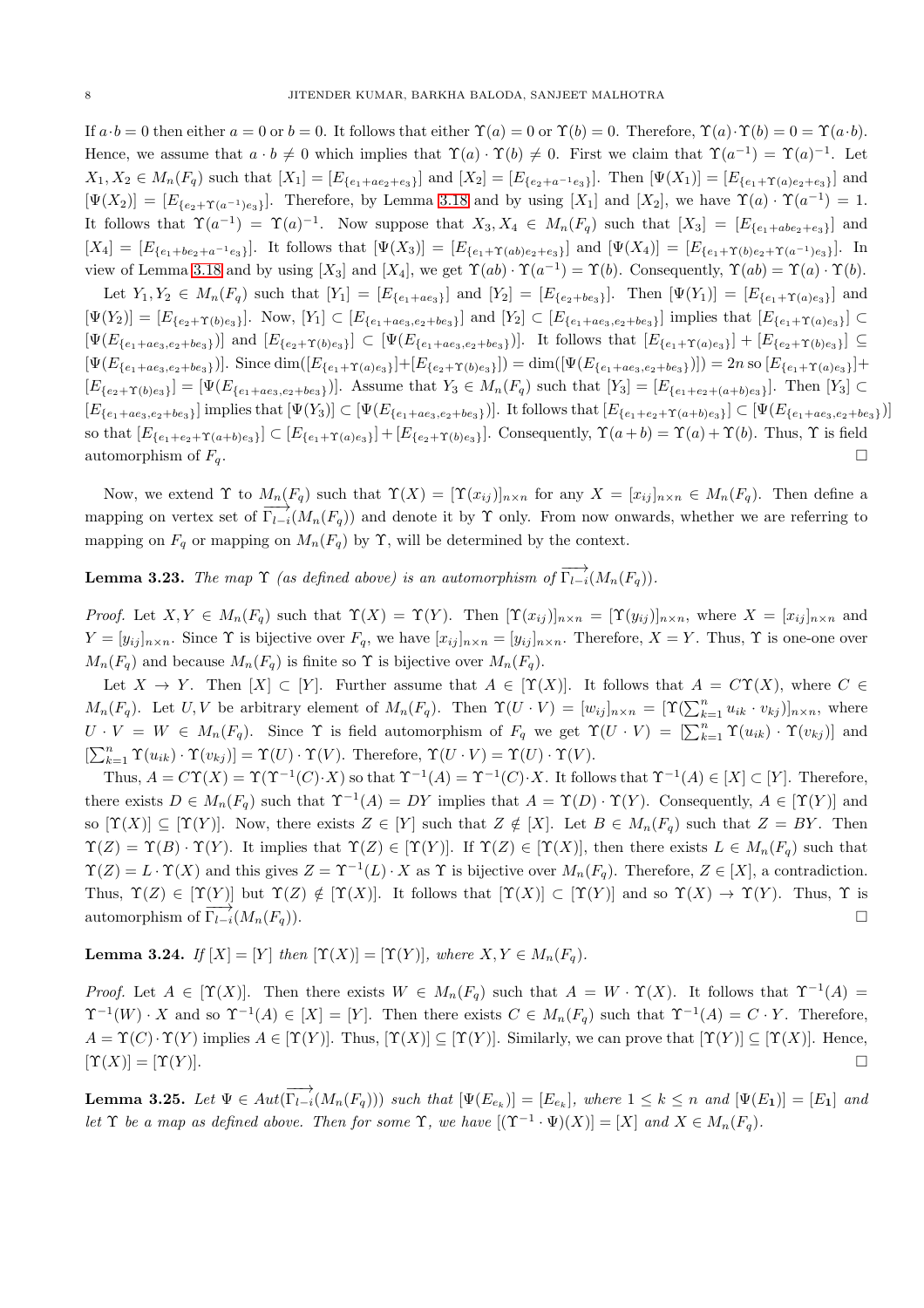If $a \cdot b = 0$ then either $a = 0$ or $b = 0$. It follows that either $\Upsilon(a) = 0$ or $\Upsilon(b) = 0$. Therefore, $\Upsilon(a) \cdot \Upsilon(b) = 0 = \Upsilon(a \cdot b)$. Hence, we assume that $a \cdot b \neq 0$ which implies that $\Upsilon(a) \cdot \Upsilon(b) \neq 0$. First we claim that $\Upsilon(a^{-1}) = \Upsilon(a)^{-1}$. Let $X_1, X_2 \in M_n(F_q)$ such that $[X_1] = [E_{\{e_1+ae_2+e_3\}}]$ and $[X_2] = [E_{\{e_2+a^{-1}e_3\}}]$. Then $[\Psi(X_1)] = [E_{\{e_1+\Upsilon(a)e_2+e_3\}}]$ and $[\Psi(X_2)] = [E_{\{e_2+\Upsilon(a^{-1})e_3\}}]$. Therefore, by Lemma 3.18 and by using $[X_1]$ and $[X_2]$, we have $\Upsilon(a) \cdot \Upsilon(a^{-1}) = 1$. It follows that $\Upsilon(a^{-1}) = \Upsilon(a)^{-1}$. Now suppose that $X_3, X_4 \in M_n(F_q)$ such that $[X_3] = [E_{\{e_1+abe_2+e_3\}}]$ and $[X_4] = [E_{\{e_1+be_2+a^{-1}e_3\}}]$. It follows that $[\Psi(X_3)] = [E_{\{e_1+\Upsilon(ab)e_2+e_3\}}]$ and $[\Psi(X_4)] = [E_{\{e_1+\Upsilon(b)e_2+\Upsilon(a^{-1})e_3\}}]$. In view of Lemma 3.18 and by using $[X_3]$ and $[X_4]$, we get $\Upsilon(ab) \cdot \Upsilon(a^{-1}) = \Upsilon(b)$. Consequently, $\Upsilon(ab) = \Upsilon(a) \cdot \Upsilon(b)$.

Let $Y_1, Y_2 \in M_n(F_q)$ such that $[Y_1] = [E_{\{e_1+ae_3\}}]$ and $[Y_2] = [E_{\{e_2+be_3\}}]$. Then $[\Psi(Y_1)] = [E_{\{e_1+\Upsilon(a)e_3\}}]$ and $[\Psi(Y_2)] = [E_{\{e_2+\Upsilon(b)e_3\}}]$. Now, $[Y_1] \subset [E_{\{e_1+ae_3, e_2+be_3\}}]$ and $[Y_2] \subset [E_{\{e_1+ae_3, e_2+be_3\}}]$ implies that $[E_{\{e_1+\Upsilon(a)e_3\}}] \subset [\Psi(E_{\{e_1+ae_3, e_2+be_3\}})]$ and $[E_{\{e_2+\Upsilon(b)e_3\}}] \subset [\Psi(E_{\{e_1+ae_3, e_2+be_3\}})]$. It follows that $[E_{\{e_1+\Upsilon(a)e_3\}}] + [E_{\{e_2+\Upsilon(b)e_3\}}] \subseteq [\Psi(E_{\{e_1+ae_3, e_2+be_3\}})]$. Since $\dim([E_{\{e_1+\Upsilon(a)e_3\}}]+[E_{\{e_2+\Upsilon(b)e_3\}}]) = \dim([\Psi(E_{\{e_1+ae_3, e_2+be_3\}})]) = 2n$ so $[E_{\{e_1+\Upsilon(a)e_3\}}]+[E_{\{e_2+\Upsilon(b)e_3\}}] = [\Psi(E_{\{e_1+ae_3, e_2+be_3\}})]$. Assume that $Y_3 \in M_n(F_q)$ such that $[Y_3] = [E_{\{e_1+e_2+(a+b)e_3\}}]$. Then $[Y_3] \subset [E_{\{e_1+ae_3, e_2+be_3\}}]$ implies that $[\Psi(Y_3)] \subset [\Psi(E_{\{e_1+ae_3, e_2+be_3\}})]$. It follows that $[E_{\{e_1+e_2+\Upsilon(a+b)e_3\}}] \subset [\Psi(E_{\{e_1+ae_3, e_2+be_3\}})]$ so that $[E_{\{e_1+e_2+\Upsilon(a+b)e_3\}}] \subset [E_{\{e_1+\Upsilon(a)e_3\}}] + [E_{\{e_2+\Upsilon(b)e_3\}}]$. Consequently, $\Upsilon(a+b) = \Upsilon(a) + \Upsilon(b)$. Thus, $\Upsilon$ is field automorphism of $F_q$. $\square$

Now, we extend $\Upsilon$ to $M_n(F_q)$ such that $\Upsilon(X) = [\Upsilon(x_{ij})]_{n \times n}$ for any $X = [x_{ij}]_{n \times n} \in M_n(F_q)$. Then define a mapping on vertex set of $\overrightarrow{\Gamma_{l-i}}(M_n(F_q))$ and denote it by $\Upsilon$ only. From now onwards, whether we are referring to mapping on $F_q$ or mapping on $M_n(F_q)$ by $\Upsilon$, will be determined by the context.

**Lemma 3.23.** *The map $\Upsilon$ (as defined above) is an automorphism of $\overrightarrow{\Gamma_{l-i}}(M_n(F_q))$.*

*Proof.* Let $X, Y \in M_n(F_q)$ such that $\Upsilon(X) = \Upsilon(Y)$. Then $[\Upsilon(x_{ij})]_{n \times n} = [\Upsilon(y_{ij})]_{n \times n}$, where $X = [x_{ij}]_{n \times n}$ and $Y = [y_{ij}]_{n \times n}$. Since $\Upsilon$ is bijective over $F_q$, we have $[x_{ij}]_{n \times n} = [y_{ij}]_{n \times n}$. Therefore, $X = Y$. Thus, $\Upsilon$ is one-one over $M_n(F_q)$ and because $M_n(F_q)$ is finite so $\Upsilon$ is bijective over $M_n(F_q)$.

Let $X \to Y$. Then $[X] \subset [Y]$. Further assume that $A \in [\Upsilon(X)]$. It follows that $A = C\Upsilon(X)$, where $C \in M_n(F_q)$. Let $U, V$ be arbitrary element of $M_n(F_q)$. Then $\Upsilon(U \cdot V) = [w_{ij}]_{n \times n} = [\Upsilon(\sum_{k=1}^{n} u_{ik} \cdot v_{kj})]_{n \times n}$, where $U \cdot V = W \in M_n(F_q)$. Since $\Upsilon$ is field automorphism of $F_q$ we get $\Upsilon(U \cdot V) = [\sum_{k=1}^{n} \Upsilon(u_{ik}) \cdot \Upsilon(v_{kj})]$ and $[\sum_{k=1}^{n} \Upsilon(u_{ik}) \cdot \Upsilon(v_{kj})] = \Upsilon(U) \cdot \Upsilon(V)$. Therefore, $\Upsilon(U \cdot V) = \Upsilon(U) \cdot \Upsilon(V)$.

Thus, $A = C\Upsilon(X) = \Upsilon(\Upsilon^{-1}(C) \cdot X)$ so that $\Upsilon^{-1}(A) = \Upsilon^{-1}(C) \cdot X$. It follows that $\Upsilon^{-1}(A) \in [X] \subset [Y]$. Therefore, there exists $D \in M_n(F_q)$ such that $\Upsilon^{-1}(A) = DY$ implies that $A = \Upsilon(D) \cdot \Upsilon(Y)$. Consequently, $A \in [\Upsilon(Y)]$ and so $[\Upsilon(X)] \subseteq [\Upsilon(Y)]$. Now, there exists $Z \in [Y]$ such that $Z \notin [X]$. Let $B \in M_n(F_q)$ such that $Z = BY$. Then $\Upsilon(Z) = \Upsilon(B) \cdot \Upsilon(Y)$. It implies that $\Upsilon(Z) \in [\Upsilon(Y)]$. If $\Upsilon(Z) \in [\Upsilon(X)]$, then there exists $L \in M_n(F_q)$ such that $\Upsilon(Z) = L \cdot \Upsilon(X)$ and this gives $Z = \Upsilon^{-1}(L) \cdot X$ as $\Upsilon$ is bijective over $M_n(F_q)$. Therefore, $Z \in [X]$, a contradiction. Thus, $\Upsilon(Z) \in [\Upsilon(Y)]$ but $\Upsilon(Z) \notin [\Upsilon(X)]$. It follows that $[\Upsilon(X)] \subset [\Upsilon(Y)]$ and so $\Upsilon(X) \to \Upsilon(Y)$. Thus, $\Upsilon$ is automorphism of $\overrightarrow{\Gamma_{l-i}}(M_n(F_q))$. $\square$

**Lemma 3.24.** *If $[X] = [Y]$ then $[\Upsilon(X)] = [\Upsilon(Y)]$, where $X, Y \in M_n(F_q)$.*

*Proof.* Let $A \in [\Upsilon(X)]$. Then there exists $W \in M_n(F_q)$ such that $A = W \cdot \Upsilon(X)$. It follows that $\Upsilon^{-1}(A) = \Upsilon^{-1}(W) \cdot X$ and so $\Upsilon^{-1}(A) \in [X] = [Y]$. Then there exists $C \in M_n(F_q)$ such that $\Upsilon^{-1}(A) = C \cdot Y$. Therefore, $A = \Upsilon(C) \cdot \Upsilon(Y)$ implies $A \in [\Upsilon(Y)]$. Thus, $[\Upsilon(X)] \subseteq [\Upsilon(Y)]$. Similarly, we can prove that $[\Upsilon(Y)] \subseteq [\Upsilon(X)]$. Hence, $[\Upsilon(X)] = [\Upsilon(Y)]$. $\square$

**Lemma 3.25.** *Let $\Psi \in Aut(\overrightarrow{\Gamma_{l-i}}(M_n(F_q)))$ such that $[\Psi(E_{e_k})] = [E_{e_k}]$, where $1 \leq k \leq n$ and $[\Psi(E_{\mathbf{1}})] = [E_{\mathbf{1}}]$ and let $\Upsilon$ be a map as defined above. Then for some $\Upsilon$, we have $[(\Upsilon^{-1} \cdot \Psi)(X)] = [X]$ and $X \in M_n(F_q)$.*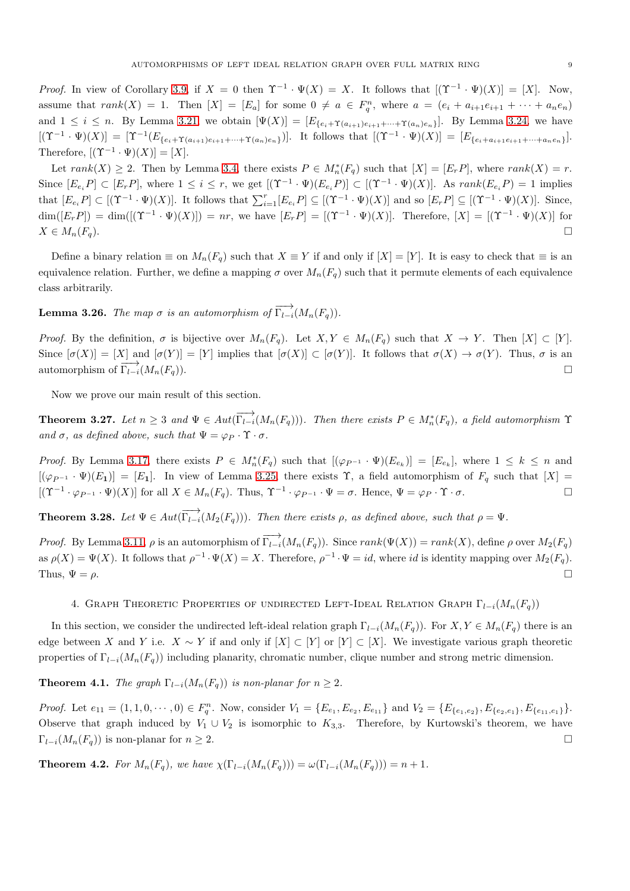*Proof.* In view of Corollary 3.9, if $X = 0$ then $\Upsilon^{-1} \cdot \Psi(X) = X$. It follows that $[(\Upsilon^{-1} \cdot \Psi)(X)] = [X]$. Now, assume that $rank(X) = 1$. Then $[X] = [E_a]$ for some $0 \neq a \in F_q^n$, where $a = (e_i + a_{i+1}e_{i+1} + \cdots + a_n e_n)$ and $1 \leq i \leq n$. By Lemma 3.21 we obtain $[\Psi(X)] = [E_{\{e_i + \Upsilon(a_{i+1})e_{i+1} + \cdots + \Upsilon(a_n)e_n\}}]$. By Lemma 3.24, we have $[(\Upsilon^{-1} \cdot \Psi)(X)] = [\Upsilon^{-1}(E_{\{e_i + \Upsilon(a_{i+1})e_{i+1} + \cdots + \Upsilon(a_n)e_n\}})]$. It follows that $[(\Upsilon^{-1} \cdot \Psi)(X)] = [E_{\{e_i + a_{i+1}e_{i+1} + \cdots + a_n e_n\}}]$. Therefore, $[(\Upsilon^{-1} \cdot \Psi)(X)] = [X]$.

Let $rank(X) \geq 2$. Then by Lemma 3.4, there exists $P \in M_n^*(F_q)$ such that $[X] = [E_r P]$, where $rank(X) = r$. Since $[E_{e_i} P] \subset [E_r P]$, where $1 \leq i \leq r$, we get $[(\Upsilon^{-1} \cdot \Psi)(E_{e_i} P)] \subset [(\Upsilon^{-1} \cdot \Psi)(X)]$. As $rank(E_{e_i} P) = 1$ implies that $[E_{e_i} P] \subset [(\Upsilon^{-1} \cdot \Psi)(X)]$. It follows that $\sum_{i=1}^{r} [E_{e_i} P] \subseteq [(\Upsilon^{-1} \cdot \Psi)(X)]$ and so $[E_r P] \subseteq [(\Upsilon^{-1} \cdot \Psi)(X)]$. Since, $\dim([E_r P]) = \dim([(\Upsilon^{-1} \cdot \Psi)(X)]) = nr$, we have $[E_r P] = [(\Upsilon^{-1} \cdot \Psi)(X)]$. Therefore, $[X] = [(\Upsilon^{-1} \cdot \Psi)(X)]$ for $X \in M_n(F_q)$. $\square$

Define a binary relation $\equiv$ on $M_n(F_q)$ such that $X \equiv Y$ if and only if $[X] = [Y]$. It is easy to check that $\equiv$ is an equivalence relation. Further, we define a mapping $\sigma$ over $M_n(F_q)$ such that it permute elements of each equivalence class arbitrarily.

**Lemma 3.26.** *The map $\sigma$ is an automorphism of $\overrightarrow{\Gamma_{l-i}}(M_n(F_q))$.*

*Proof.* By the definition, $\sigma$ is bijective over $M_n(F_q)$. Let $X, Y \in M_n(F_q)$ such that $X \to Y$. Then $[X] \subset [Y]$. Since $[\sigma(X)] = [X]$ and $[\sigma(Y)] = [Y]$ implies that $[\sigma(X)] \subset [\sigma(Y)]$. It follows that $\sigma(X) \to \sigma(Y)$. Thus, $\sigma$ is an automorphism of $\overrightarrow{\Gamma_{l-i}}(M_n(F_q))$. $\square$

Now we prove our main result of this section.

**Theorem 3.27.** *Let $n \geq 3$ and $\Psi \in Aut(\overrightarrow{\Gamma_{l-i}}(M_n(F_q)))$. Then there exists $P \in M_n^*(F_q)$, a field automorphism $\Upsilon$ and $\sigma$, as defined above, such that $\Psi = \varphi_P \cdot \Upsilon \cdot \sigma$.*

*Proof.* By Lemma 3.17, there exists $P \in M_n^*(F_q)$ such that $[(\varphi_{P^{-1}} \cdot \Psi)(E_{e_k})] = [E_{e_k}]$, where $1 \leq k \leq n$ and $[(\varphi_{P^{-1}} \cdot \Psi)(E_{\mathbf{1}})] = [E_{\mathbf{1}}]$. In view of Lemma 3.25, there exists $\Upsilon$, a field automorphism of $F_q$ such that $[X] = [(\Upsilon^{-1} \cdot \varphi_{P^{-1}} \cdot \Psi)(X)]$ for all $X \in M_n(F_q)$. Thus, $\Upsilon^{-1} \cdot \varphi_{P^{-1}} \cdot \Psi = \sigma$. Hence, $\Psi = \varphi_P \cdot \Upsilon \cdot \sigma$. $\square$

**Theorem 3.28.** *Let $\Psi \in Aut(\overrightarrow{\Gamma_{l-i}}(M_2(F_q)))$. Then there exists $\rho$, as defined above, such that $\rho = \Psi$.*

*Proof.* By Lemma 3.11, $\rho$ is an automorphism of $\overrightarrow{\Gamma_{l-i}}(M_n(F_q))$. Since $rank(\Psi(X)) = rank(X)$, define $\rho$ over $M_2(F_q)$ as $\rho(X) = \Psi(X)$. It follows that $\rho^{-1} \cdot \Psi(X) = X$. Therefore, $\rho^{-1} \cdot \Psi = id$, where $id$ is identity mapping over $M_2(F_q)$. Thus, $\Psi = \rho$. $\square$

## 4. Graph Theoretic Properties of undirected Left-Ideal Relation Graph $\Gamma_{l-i}(M_n(F_q))$

In this section, we consider the undirected left-ideal relation graph $\Gamma_{l-i}(M_n(F_q))$. For $X, Y \in M_n(F_q)$ there is an edge between $X$ and $Y$ i.e. $X \sim Y$ if and only if $[X] \subset [Y]$ or $[Y] \subset [X]$. We investigate various graph theoretic properties of $\Gamma_{l-i}(M_n(F_q))$ including planarity, chromatic number, clique number and strong metric dimension.

**Theorem 4.1.** *The graph $\Gamma_{l-i}(M_n(F_q))$ is non-planar for $n \geq 2$.*

*Proof.* Let $e_{11} = (1, 1, 0, \cdots, 0) \in F_q^n$. Now, consider $V_1 = \{E_{e_1}, E_{e_2}, E_{e_{11}}\}$ and $V_2 = \{E_{\{e_1, e_2\}}, E_{\{e_2, e_1\}}, E_{\{e_{11}, e_1\}}\}$. Observe that graph induced by $V_1 \cup V_2$ is isomorphic to $K_{3,3}$. Therefore, by Kurtowski's theorem, we have $\Gamma_{l-i}(M_n(F_q))$ is non-planar for $n \geq 2$. $\square$

**Theorem 4.2.** *For $M_n(F_q)$, we have $\chi(\Gamma_{l-i}(M_n(F_q))) = \omega(\Gamma_{l-i}(M_n(F_q))) = n + 1$.*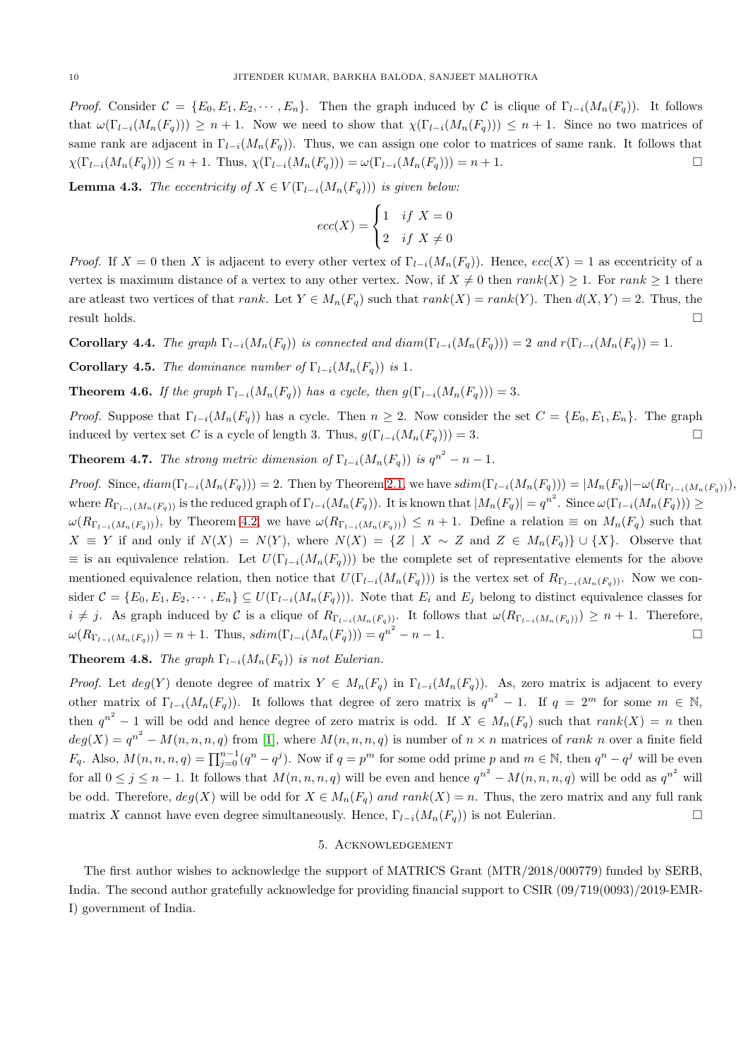*Proof.* Consider $\mathcal{C} = \{E_0, E_1, E_2, \cdots, E_n\}$. Then the graph induced by $\mathcal{C}$ is clique of $\Gamma_{l-i}(M_n(F_q))$. It follows that $\omega(\Gamma_{l-i}(M_n(F_q))) \geq n+1$. Now we need to show that $\chi(\Gamma_{l-i}(M_n(F_q))) \leq n+1$. Since no two matrices of same rank are adjacent in $\Gamma_{l-i}(M_n(F_q))$. Thus, we can assign one color to matrices of same rank. It follows that $\chi(\Gamma_{l-i}(M_n(F_q))) \leq n+1$. Thus, $\chi(\Gamma_{l-i}(M_n(F_q))) = \omega(\Gamma_{l-i}(M_n(F_q))) = n+1$. □

**Lemma 4.3.** *The eccentricity of $X \in V(\Gamma_{l-i}(M_n(F_q)))$ is given below:*

$$ecc(X) = \begin{cases} 1 & if \ X = 0 \\ 2 & if \ X \neq 0 \end{cases}$$

*Proof.* If $X = 0$ then $X$ is adjacent to every other vertex of $\Gamma_{l-i}(M_n(F_q))$. Hence, $ecc(X) = 1$ as eccentricity of a vertex is maximum distance of a vertex to any other vertex. Now, if $X \neq 0$ then $rank(X) \geq 1$. For $rank \geq 1$ there are atleast two vertices of that $rank$. Let $Y \in M_n(F_q)$ such that $rank(X) = rank(Y)$. Then $d(X, Y) = 2$. Thus, the result holds. □

**Corollary 4.4.** *The graph $\Gamma_{l-i}(M_n(F_q))$ is connected and $diam(\Gamma_{l-i}(M_n(F_q))) = 2$ and $r(\Gamma_{l-i}(M_n(F_q)) = 1$.*

**Corollary 4.5.** *The dominance number of $\Gamma_{l-i}(M_n(F_q))$ is 1.*

**Theorem 4.6.** *If the graph $\Gamma_{l-i}(M_n(F_q))$ has a cycle, then $g(\Gamma_{l-i}(M_n(F_q))) = 3$.*

*Proof.* Suppose that $\Gamma_{l-i}(M_n(F_q))$ has a cycle. Then $n \geq 2$. Now consider the set $C = \{E_0, E_1, E_n\}$. The graph induced by vertex set $C$ is a cycle of length 3. Thus, $g(\Gamma_{l-i}(M_n(F_q))) = 3$. □

**Theorem 4.7.** *The strong metric dimension of $\Gamma_{l-i}(M_n(F_q))$ is $q^{n^2} - n - 1$.*

*Proof.* Since, $diam(\Gamma_{l-i}(M_n(F_q))) = 2$. Then by Theorem 2.1, we have $sdim(\Gamma_{l-i}(M_n(F_q))) = |M_n(F_q)| - \omega(R_{\Gamma_{l-i}(M_n(F_q))})$, where $R_{\Gamma_{l-i}(M_n(F_q))}$ is the reduced graph of $\Gamma_{l-i}(M_n(F_q))$. It is known that $|M_n(F_q)| = q^{n^2}$. Since $\omega(\Gamma_{l-i}(M_n(F_q))) \geq \omega(R_{\Gamma_{l-i}(M_n(F_q))})$, by Theorem 4.2, we have $\omega(R_{\Gamma_{l-i}(M_n(F_q))}) \leq n+1$. Define a relation $\equiv$ on $M_n(F_q)$ such that $X \equiv Y$ if and only if $N(X) = N(Y)$, where $N(X) = \{Z \mid X \sim Z \text{ and } Z \in M_n(F_q)\} \cup \{X\}$. Observe that $\equiv$ is an equivalence relation. Let $U(\Gamma_{l-i}(M_n(F_q)))$ be the complete set of representative elements for the above mentioned equivalence relation, then notice that $U(\Gamma_{l-i}(M_n(F_q)))$ is the vertex set of $R_{\Gamma_{l-i}(M_n(F_q))}$. Now consider $\mathcal{C} = \{E_0, E_1, E_2, \cdots, E_n\} \subseteq U(\Gamma_{l-i}(M_n(F_q)))$. Note that $E_i$ and $E_j$ belong to distinct equivalence classes for $i \neq j$. As graph induced by $\mathcal{C}$ is a clique of $R_{\Gamma_{l-i}(M_n(F_q))}$. It follows that $\omega(R_{\Gamma_{l-i}(M_n(F_q))}) \geq n+1$. Therefore, $\omega(R_{\Gamma_{l-i}(M_n(F_q))}) = n+1$. Thus, $sdim(\Gamma_{l-i}(M_n(F_q))) = q^{n^2} - n - 1$. □

**Theorem 4.8.** *The graph $\Gamma_{l-i}(M_n(F_q))$ is not Eulerian.*

*Proof.* Let $deg(Y)$ denote degree of matrix $Y \in M_n(F_q)$ in $\Gamma_{l-i}(M_n(F_q))$. As, zero matrix is adjacent to every other matrix of $\Gamma_{l-i}(M_n(F_q))$. It follows that degree of zero matrix is $q^{n^2} - 1$. If $q = 2^m$ for some $m \in \mathbb{N}$, then $q^{n^2} - 1$ will be odd and hence degree of zero matrix is odd. If $X \in M_n(F_q)$ such that $rank(X) = n$ then $deg(X) = q^{n^2} - M(n, n, n, q)$ from [1], where $M(n, n, n, q)$ is number of $n \times n$ matrices of $rank$ $n$ over a finite field $F_q$. Also, $M(n, n, n, q) = \prod_{j=0}^{n-1}(q^n - q^j)$. Now if $q = p^m$ for some odd prime $p$ and $m \in \mathbb{N}$, then $q^n - q^j$ will be even for all $0 \leq j \leq n-1$. It follows that $M(n, n, n, q)$ will be even and hence $q^{n^2} - M(n, n, n, q)$ will be odd as $q^{n^2}$ will be odd. Therefore, $deg(X)$ will be odd for $X \in M_n(F_q)$ *and* $rank(X) = n$. Thus, the zero matrix and any full rank matrix $X$ cannot have even degree simultaneously. Hence, $\Gamma_{l-i}(M_n(F_q))$ is not Eulerian. □

## 5. Acknowledgement

The first author wishes to acknowledge the support of MATRICS Grant (MTR/2018/000779) funded by SERB, India. The second author gratefully acknowledge for providing financial support to CSIR (09/719(0093)/2019-EMR-I) government of India.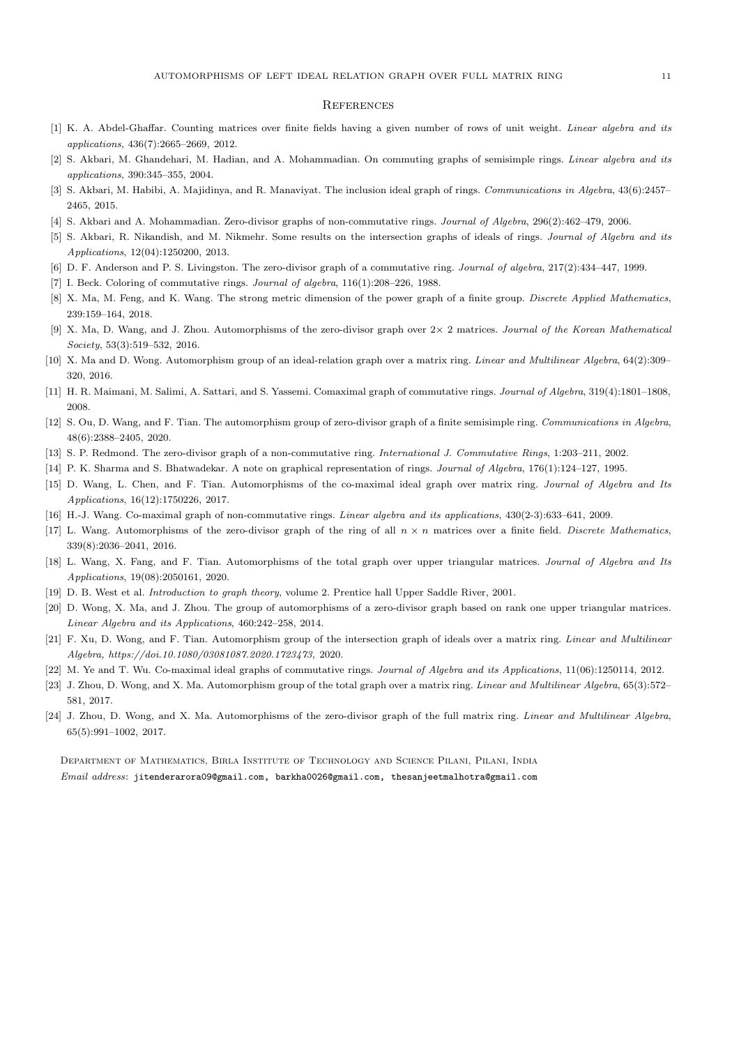## References

[1] K. A. Abdel-Ghaffar. Counting matrices over finite fields having a given number of rows of unit weight. *Linear algebra and its applications*, 436(7):2665–2669, 2012.

[2] S. Akbari, M. Ghandehari, M. Hadian, and A. Mohammadian. On commuting graphs of semisimple rings. *Linear algebra and its applications*, 390:345–355, 2004.

[3] S. Akbari, M. Habibi, A. Majidinya, and R. Manaviyat. The inclusion ideal graph of rings. *Communications in Algebra*, 43(6):2457–2465, 2015.

[4] S. Akbari and A. Mohammadian. Zero-divisor graphs of non-commutative rings. *Journal of Algebra*, 296(2):462–479, 2006.

[5] S. Akbari, R. Nikandish, and M. Nikmehr. Some results on the intersection graphs of ideals of rings. *Journal of Algebra and its Applications*, 12(04):1250200, 2013.

[6] D. F. Anderson and P. S. Livingston. The zero-divisor graph of a commutative ring. *Journal of algebra*, 217(2):434–447, 1999.

[7] I. Beck. Coloring of commutative rings. *Journal of algebra*, 116(1):208–226, 1988.

[8] X. Ma, M. Feng, and K. Wang. The strong metric dimension of the power graph of a finite group. *Discrete Applied Mathematics*, 239:159–164, 2018.

[9] X. Ma, D. Wang, and J. Zhou. Automorphisms of the zero-divisor graph over $2\times 2$ matrices. *Journal of the Korean Mathematical Society*, 53(3):519–532, 2016.

[10] X. Ma and D. Wong. Automorphism group of an ideal-relation graph over a matrix ring. *Linear and Multilinear Algebra*, 64(2):309–320, 2016.

[11] H. R. Maimani, M. Salimi, A. Sattari, and S. Yassemi. Comaximal graph of commutative rings. *Journal of Algebra*, 319(4):1801–1808, 2008.

[12] S. Ou, D. Wang, and F. Tian. The automorphism group of zero-divisor graph of a finite semisimple ring. *Communications in Algebra*, 48(6):2388–2405, 2020.

[13] S. P. Redmond. The zero-divisor graph of a non-commutative ring. *International J. Commutative Rings*, 1:203–211, 2002.

[14] P. K. Sharma and S. Bhatwadekar. A note on graphical representation of rings. *Journal of Algebra*, 176(1):124–127, 1995.

[15] D. Wang, L. Chen, and F. Tian. Automorphisms of the co-maximal ideal graph over matrix ring. *Journal of Algebra and Its Applications*, 16(12):1750226, 2017.

[16] H.-J. Wang. Co-maximal graph of non-commutative rings. *Linear algebra and its applications*, 430(2-3):633–641, 2009.

[17] L. Wang. Automorphisms of the zero-divisor graph of the ring of all $n \times n$ matrices over a finite field. *Discrete Mathematics*, 339(8):2036–2041, 2016.

[18] L. Wang, X. Fang, and F. Tian. Automorphisms of the total graph over upper triangular matrices. *Journal of Algebra and Its Applications*, 19(08):2050161, 2020.

[19] D. B. West et al. *Introduction to graph theory*, volume 2. Prentice hall Upper Saddle River, 2001.

[20] D. Wong, X. Ma, and J. Zhou. The group of automorphisms of a zero-divisor graph based on rank one upper triangular matrices. *Linear Algebra and its Applications*, 460:242–258, 2014.

[21] F. Xu, D. Wong, and F. Tian. Automorphism group of the intersection graph of ideals over a matrix ring. *Linear and Multilinear Algebra, https://doi.10.1080/03081087.2020.1723473*, 2020.

[22] M. Ye and T. Wu. Co-maximal ideal graphs of commutative rings. *Journal of Algebra and its Applications*, 11(06):1250114, 2012.

[23] J. Zhou, D. Wong, and X. Ma. Automorphism group of the total graph over a matrix ring. *Linear and Multilinear Algebra*, 65(3):572–581, 2017.

[24] J. Zhou, D. Wong, and X. Ma. Automorphisms of the zero-divisor graph of the full matrix ring. *Linear and Multilinear Algebra*, 65(5):991–1002, 2017.

Department of Mathematics, Birla Institute of Technology and Science Pilani, Pilani, India

*Email address*: jitenderarora09@gmail.com, barkha0026@gmail.com, thesanjeetmalhotra@gmail.com